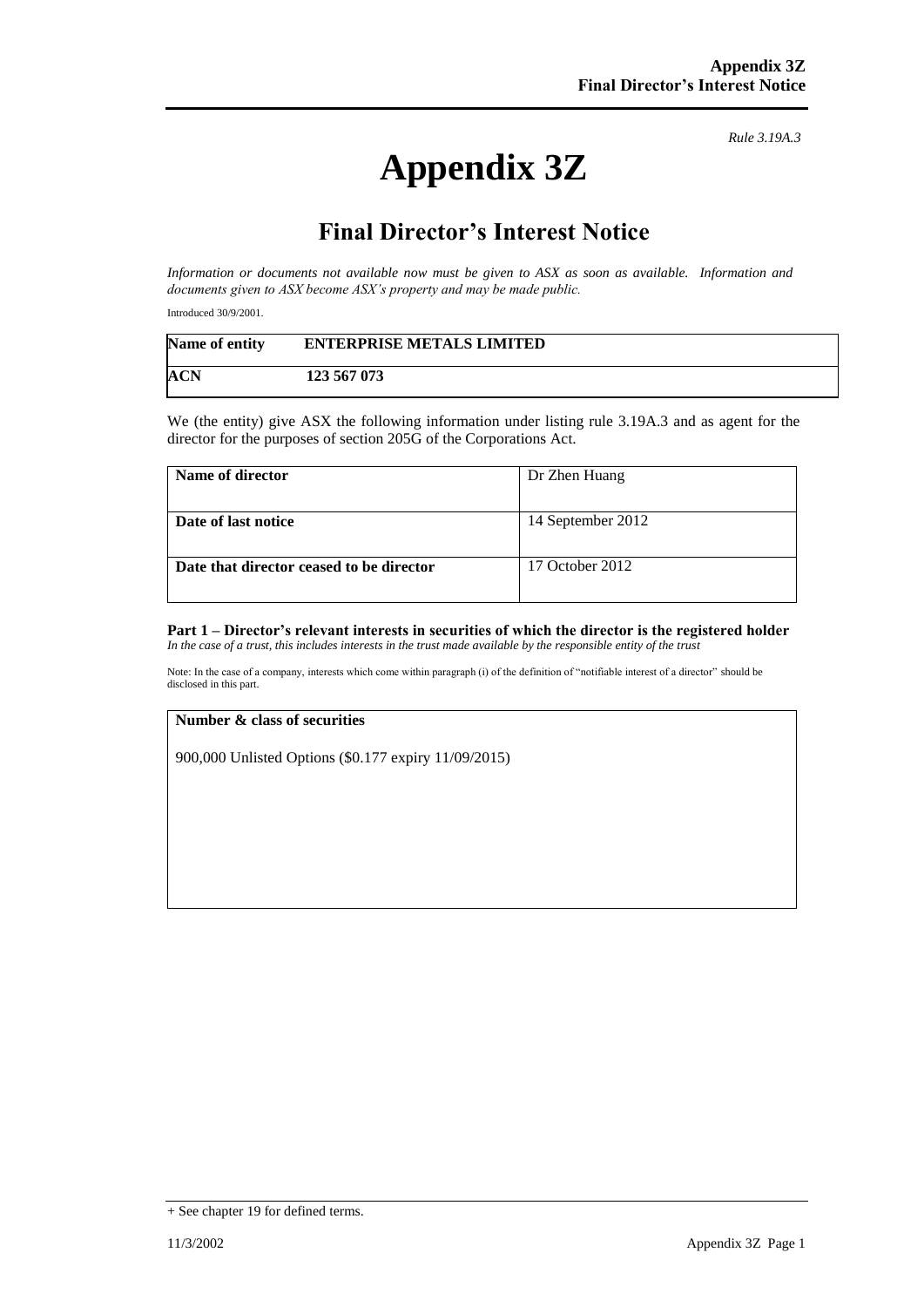*Rule 3.19A.3*

# Appendix 3Z

## Final Director's Interest Notice

*Information or documents not available now must be given to ASX as soon as available. Information and documents given to ASX become ASX's property and may be made public.*

Introduced 30/9/2001.

| **Name of entity** | **ENTERPRISE METALS LIMITED** |
|---|---|
| **ACN** | **123 567 073** |

We (the entity) give ASX the following information under listing rule 3.19A.3 and as agent for the director for the purposes of section 205G of the Corporations Act.

| **Name of director** | Dr Zhen Huang |
|---|---|
| **Date of last notice** | 14 September 2012 |
| **Date that director ceased to be director** | 17 October 2012 |

**Part 1 – Director's relevant interests in securities of which the director is the registered holder**
*In the case of a trust, this includes interests in the trust made available by the responsible entity of the trust*

Note: In the case of a company, interests which come within paragraph (i) of the definition of "notifiable interest of a director" should be disclosed in this part.

| **Number & class of securities** |
|---|
| 900,000 Unlisted Options ($0.177 expiry 11/09/2015) |

+ See chapter 19 for defined terms.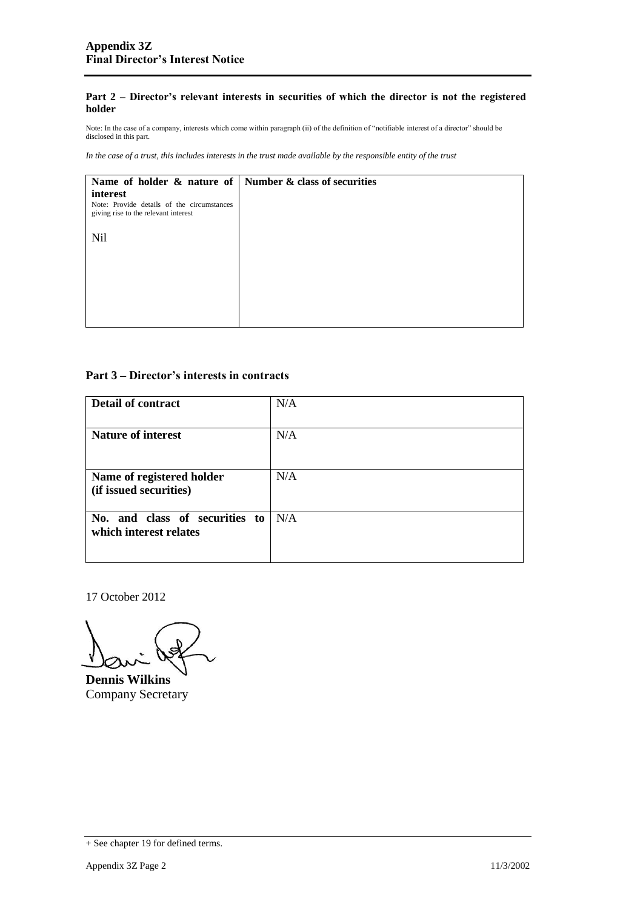**Appendix 3Z**
**Final Director's Interest Notice**

## Part 2 – Director's relevant interests in securities of which the director is not the registered holder

Note: In the case of a company, interests which come within paragraph (ii) of the definition of "notifiable interest of a director" should be disclosed in this part.

*In the case of a trust, this includes interests in the trust made available by the responsible entity of the trust*

| **Name of holder & nature of interest** Note: Provide details of the circumstances giving rise to the relevant interest | **Number & class of securities** |
|---|---|
| Nil | |

## Part 3 – Director's interests in contracts

| | |
|---|---|
| **Detail of contract** | N/A |
| **Nature of interest** | N/A |
| **Name of registered holder (if issued securities)** | N/A |
| **No. and class of securities to which interest relates** | N/A |

17 October 2012

**Dennis Wilkins**
Company Secretary

+ See chapter 19 for defined terms.